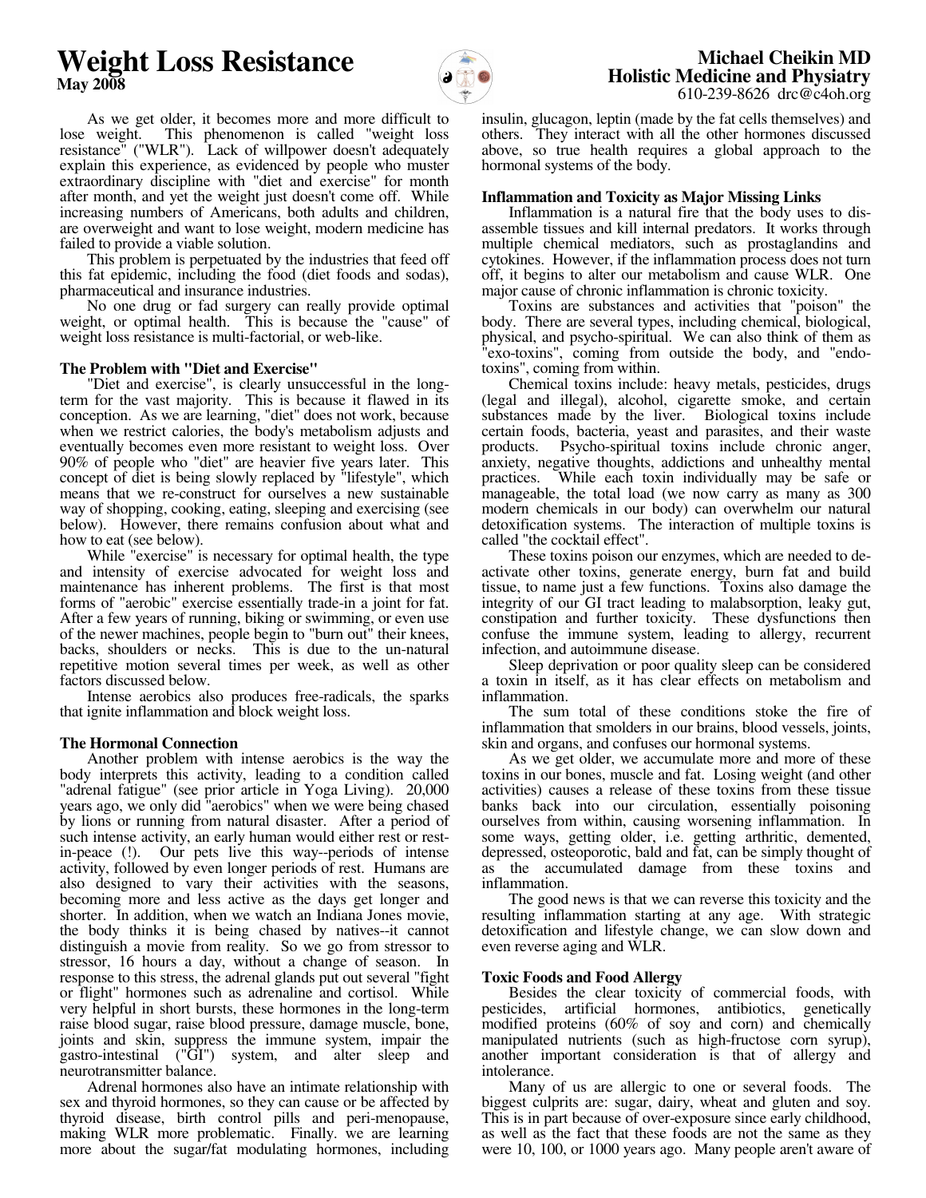# Weight Loss Resistance

**May 2008**

**Michael Cheikin MD**
**Holistic Medicine and Physiatry**
610-239-8626 drc@c4oh.org

As we get older, it becomes more and more difficult to lose weight. This phenomenon is called "weight loss resistance" ("WLR"). Lack of willpower doesn't adequately explain this experience, as evidenced by people who muster extraordinary discipline with "diet and exercise" for month after month, and yet the weight just doesn't come off. While increasing numbers of Americans, both adults and children, are overweight and want to lose weight, modern medicine has failed to provide a viable solution.

This problem is perpetuated by the industries that feed off this fat epidemic, including the food (diet foods and sodas), pharmaceutical and insurance industries.

No one drug or fad surgery can really provide optimal weight, or optimal health. This is because the "cause" of weight loss resistance is multi-factorial, or web-like.

**The Problem with "Diet and Exercise"**

"Diet and exercise", is clearly unsuccessful in the long-term for the vast majority. This is because it flawed in its conception. As we are learning, "diet" does not work, because when we restrict calories, the body's metabolism adjusts and eventually becomes even more resistant to weight loss. Over 90% of people who "diet" are heavier five years later. This concept of diet is being slowly replaced by "lifestyle", which means that we re-construct for ourselves a new sustainable way of shopping, cooking, eating, sleeping and exercising (see below). However, there remains confusion about what and how to eat (see below).

While "exercise" is necessary for optimal health, the type and intensity of exercise advocated for weight loss and maintenance has inherent problems. The first is that most forms of "aerobic" exercise essentially trade-in a joint for fat. After a few years of running, biking or swimming, or even use of the newer machines, people begin to "burn out" their knees, backs, shoulders or necks. This is due to the un-natural repetitive motion several times per week, as well as other factors discussed below.

Intense aerobics also produces free-radicals, the sparks that ignite inflammation and block weight loss.

**The Hormonal Connection**

Another problem with intense aerobics is the way the body interprets this activity, leading to a condition called "adrenal fatigue" (see prior article in Yoga Living). 20,000 years ago, we only did "aerobics" when we were being chased by lions or running from natural disaster. After a period of such intense activity, an early human would either rest or rest-in-peace (!). Our pets live this way--periods of intense activity, followed by even longer periods of rest. Humans are also designed to vary their activities with the seasons, becoming more and less active as the days get longer and shorter. In addition, when we watch an Indiana Jones movie, the body thinks it is being chased by natives--it cannot distinguish a movie from reality. So we go from stressor to stressor, 16 hours a day, without a change of season. In response to this stress, the adrenal glands put out several "fight or flight" hormones such as adrenaline and cortisol. While very helpful in short bursts, these hormones in the long-term raise blood sugar, raise blood pressure, damage muscle, bone, joints and skin, suppress the immune system, impair the gastro-intestinal ("GI") system, and alter sleep and neurotransmitter balance.

Adrenal hormones also have an intimate relationship with sex and thyroid hormones, so they can cause or be affected by thyroid disease, birth control pills and peri-menopause, making WLR more problematic. Finally. we are learning more about the sugar/fat modulating hormones, including insulin, glucagon, leptin (made by the fat cells themselves) and others. They interact with all the other hormones discussed above, so true health requires a global approach to the hormonal systems of the body.

**Inflammation and Toxicity as Major Missing Links**

Inflammation is a natural fire that the body uses to dis-assemble tissues and kill internal predators. It works through multiple chemical mediators, such as prostaglandins and cytokines. However, if the inflammation process does not turn off, it begins to alter our metabolism and cause WLR. One major cause of chronic inflammation is chronic toxicity.

Toxins are substances and activities that "poison" the body. There are several types, including chemical, biological, physical, and psycho-spiritual. We can also think of them as "exo-toxins", coming from outside the body, and "endo-toxins", coming from within.

Chemical toxins include: heavy metals, pesticides, drugs (legal and illegal), alcohol, cigarette smoke, and certain substances made by the liver. Biological toxins include certain foods, bacteria, yeast and parasites, and their waste products. Psycho-spiritual toxins include chronic anger, anxiety, negative thoughts, addictions and unhealthy mental practices. While each toxin individually may be safe or manageable, the total load (we now carry as many as 300 modern chemicals in our body) can overwhelm our natural detoxification systems. The interaction of multiple toxins is called "the cocktail effect".

These toxins poison our enzymes, which are needed to de-activate other toxins, generate energy, burn fat and build tissue, to name just a few functions. Toxins also damage the integrity of our GI tract leading to malabsorption, leaky gut, constipation and further toxicity. These dysfunctions then confuse the immune system, leading to allergy, recurrent infection, and autoimmune disease.

Sleep deprivation or poor quality sleep can be considered a toxin in itself, as it has clear effects on metabolism and inflammation.

The sum total of these conditions stoke the fire of inflammation that smolders in our brains, blood vessels, joints, skin and organs, and confuses our hormonal systems.

As we get older, we accumulate more and more of these toxins in our bones, muscle and fat. Losing weight (and other activities) causes a release of these toxins from these tissue banks back into our circulation, essentially poisoning ourselves from within, causing worsening inflammation. In some ways, getting older, i.e. getting arthritic, demented, depressed, osteoporotic, bald and fat, can be simply thought of as the accumulated damage from these toxins and inflammation.

The good news is that we can reverse this toxicity and the resulting inflammation starting at any age. With strategic detoxification and lifestyle change, we can slow down and even reverse aging and WLR.

**Toxic Foods and Food Allergy**

Besides the clear toxicity of commercial foods, with pesticides, artificial hormones, antibiotics, genetically modified proteins (60% of soy and corn) and chemically manipulated nutrients (such as high-fructose corn syrup), another important consideration is that of allergy and intolerance.

Many of us are allergic to one or several foods. The biggest culprits are: sugar, dairy, wheat and gluten and soy. This is in part because of over-exposure since early childhood, as well as the fact that these foods are not the same as they were 10, 100, or 1000 years ago. Many people aren't aware of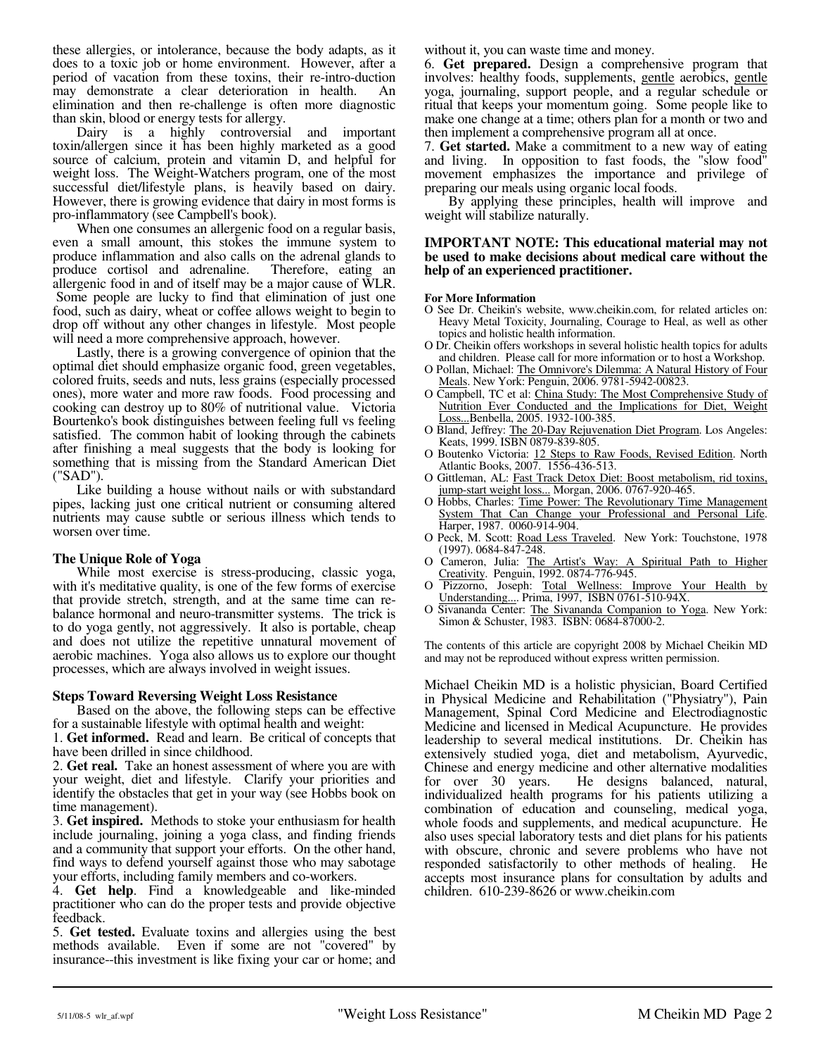these allergies, or intolerance, because the body adapts, as it does to a toxic job or home environment. However, after a period of vacation from these toxins, their re-intro-duction may demonstrate a clear deterioration in health. An elimination and then re-challenge is often more diagnostic than skin, blood or energy tests for allergy.

Dairy is a highly controversial and important toxin/allergen since it has been highly marketed as a good source of calcium, protein and vitamin D, and helpful for weight loss. The Weight-Watchers program, one of the most successful diet/lifestyle plans, is heavily based on dairy. However, there is growing evidence that dairy in most forms is pro-inflammatory (see Campbell's book).

When one consumes an allergenic food on a regular basis, even a small amount, this stokes the immune system to produce inflammation and also calls on the adrenal glands to produce cortisol and adrenaline. Therefore, eating an allergenic food in and of itself may be a major cause of WLR. Some people are lucky to find that elimination of just one food, such as dairy, wheat or coffee allows weight to begin to drop off without any other changes in lifestyle. Most people will need a more comprehensive approach, however.

Lastly, there is a growing convergence of opinion that the optimal diet should emphasize organic food, green vegetables, colored fruits, seeds and nuts, less grains (especially processed ones), more water and more raw foods. Food processing and cooking can destroy up to 80% of nutritional value. Victoria Bourtenko's book distinguishes between feeling full vs feeling satisfied. The common habit of looking through the cabinets after finishing a meal suggests that the body is looking for something that is missing from the Standard American Diet ("SAD").

Like building a house without nails or with substandard pipes, lacking just one critical nutrient or consuming altered nutrients may cause subtle or serious illness which tends to worsen over time.

**The Unique Role of Yoga**

While most exercise is stress-producing, classic yoga, with it's meditative quality, is one of the few forms of exercise that provide stretch, strength, and at the same time can re-balance hormonal and neuro-transmitter systems. The trick is to do yoga gently, not aggressively. It also is portable, cheap and does not utilize the repetitive unnatural movement of aerobic machines. Yoga also allows us to explore our thought processes, which are always involved in weight issues.

**Steps Toward Reversing Weight Loss Resistance**

Based on the above, the following steps can be effective for a sustainable lifestyle with optimal health and weight:

1. **Get informed.** Read and learn. Be critical of concepts that have been drilled in since childhood.
2. **Get real.** Take an honest assessment of where you are with your weight, diet and lifestyle. Clarify your priorities and identify the obstacles that get in your way (see Hobbs book on time management).
3. **Get inspired.** Methods to stoke your enthusiasm for health include journaling, joining a yoga class, and finding friends and a community that support your efforts. On the other hand, find ways to defend yourself against those who may sabotage your efforts, including family members and co-workers.
4. **Get help**. Find a knowledgeable and like-minded practitioner who can do the proper tests and provide objective feedback.
5. **Get tested.** Evaluate toxins and allergies using the best methods available. Even if some are not "covered" by insurance--this investment is like fixing your car or home; and without it, you can waste time and money.
6. **Get prepared.** Design a comprehensive program that involves: healthy foods, supplements, gentle aerobics, gentle yoga, journaling, support people, and a regular schedule or ritual that keeps your momentum going. Some people like to make one change at a time; others plan for a month or two and then implement a comprehensive program all at once.
7. **Get started.** Make a commitment to a new way of eating and living. In opposition to fast foods, the "slow food" movement emphasizes the importance and privilege of preparing our meals using organic local foods.

By applying these principles, health will improve and weight will stabilize naturally.

**IMPORTANT NOTE: This educational material may not be used to make decisions about medical care without the help of an experienced practitioner.**

**For More Information**

- See Dr. Cheikin's website, www.cheikin.com, for related articles on: Heavy Metal Toxicity, Journaling, Courage to Heal, as well as other topics and holistic health information.
- Dr. Cheikin offers workshops in several holistic health topics for adults and children. Please call for more information or to host a Workshop.
- Pollan, Michael: The Omnivore's Dilemma: A Natural History of Four Meals. New York: Penguin, 2006. 9781-5942-00823.
- Campbell, TC et al: China Study: The Most Comprehensive Study of Nutrition Ever Conducted and the Implications for Diet, Weight Loss...Benbella, 2005. 1932-100-385.
- Bland, Jeffrey: The 20-Day Rejuvenation Diet Program. Los Angeles: Keats, 1999. ISBN 0879-839-805.
- Boutenko Victoria: 12 Steps to Raw Foods, Revised Edition. North Atlantic Books, 2007. 1556-436-513.
- Gittleman, AL: Fast Track Detox Diet: Boost metabolism, rid toxins, jump-start weight loss... Morgan, 2006. 0767-920-465.
- Hobbs, Charles: Time Power: The Revolutionary Time Management System That Can Change your Professional and Personal Life. Harper, 1987. 0060-914-904.
- Peck, M. Scott: Road Less Traveled. New York: Touchstone, 1978 (1997). 0684-847-248.
- Cameron, Julia: The Artist's Way: A Spiritual Path to Higher Creativity. Penguin, 1992. 0874-776-945.
- Pizzorno, Joseph: Total Wellness: Improve Your Health by Understanding.... Prima, 1997, ISBN 0761-510-94X.
- Sivananda Center: The Sivananda Companion to Yoga. New York: Simon & Schuster, 1983. ISBN: 0684-87000-2.

The contents of this article are copyright 2008 by Michael Cheikin MD and may not be reproduced without express written permission.

Michael Cheikin MD is a holistic physician, Board Certified in Physical Medicine and Rehabilitation ("Physiatry"), Pain Management, Spinal Cord Medicine and Electrodiagnostic Medicine and licensed in Medical Acupuncture. He provides leadership to several medical institutions. Dr. Cheikin has extensively studied yoga, diet and metabolism, Ayurvedic, Chinese and energy medicine and other alternative modalities for over 30 years. He designs balanced, natural, individualized health programs for his patients utilizing a combination of education and counseling, medical yoga, whole foods and supplements, and medical acupuncture. He also uses special laboratory tests and diet plans for his patients with obscure, chronic and severe problems who have not responded satisfactorily to other methods of healing. He accepts most insurance plans for consultation by adults and children. 610-239-8626 or www.cheikin.com